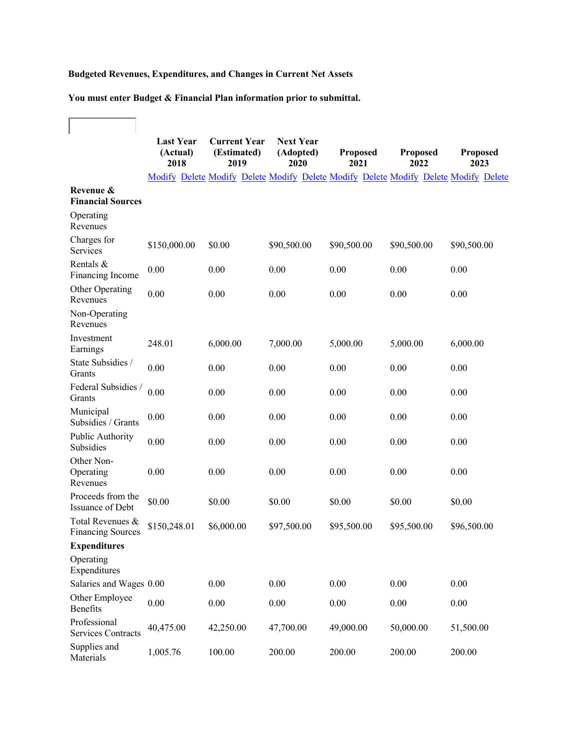**Budgeted Revenues, Expenditures, and Changes in Current Net Assets**

**You must enter Budget & Financial Plan information prior to submittal.**

| | Last Year (Actual) 2018 | Current Year (Estimated) 2019 | Next Year (Adopted) 2020 | Proposed 2021 | Proposed 2022 | Proposed 2023 |
|---|---|---|---|---|---|---|
| | Modify Delete | Modify Delete | Modify Delete | Modify Delete | Modify Delete | Modify Delete |
| **Revenue & Financial Sources** | | | | | | |
| Operating Revenues | | | | | | |
| Charges for Services | $150,000.00 | $0.00 | $90,500.00 | $90,500.00 | $90,500.00 | $90,500.00 |
| Rentals & Financing Income | 0.00 | 0.00 | 0.00 | 0.00 | 0.00 | 0.00 |
| Other Operating Revenues | 0.00 | 0.00 | 0.00 | 0.00 | 0.00 | 0.00 |
| Non-Operating Revenues | | | | | | |
| Investment Earnings | 248.01 | 6,000.00 | 7,000.00 | 5,000.00 | 5,000.00 | 6,000.00 |
| State Subsidies / Grants | 0.00 | 0.00 | 0.00 | 0.00 | 0.00 | 0.00 |
| Federal Subsidies / Grants | 0.00 | 0.00 | 0.00 | 0.00 | 0.00 | 0.00 |
| Municipal Subsidies / Grants | 0.00 | 0.00 | 0.00 | 0.00 | 0.00 | 0.00 |
| Public Authority Subsidies | 0.00 | 0.00 | 0.00 | 0.00 | 0.00 | 0.00 |
| Other Non-Operating Revenues | 0.00 | 0.00 | 0.00 | 0.00 | 0.00 | 0.00 |
| Proceeds from the Issuance of Debt | $0.00 | $0.00 | $0.00 | $0.00 | $0.00 | $0.00 |
| Total Revenues & Financing Sources | $150,248.01 | $6,000.00 | $97,500.00 | $95,500.00 | $95,500.00 | $96,500.00 |
| **Expenditures** | | | | | | |
| Operating Expenditures | | | | | | |
| Salaries and Wages | 0.00 | 0.00 | 0.00 | 0.00 | 0.00 | 0.00 |
| Other Employee Benefits | 0.00 | 0.00 | 0.00 | 0.00 | 0.00 | 0.00 |
| Professional Services Contracts | 40,475.00 | 42,250.00 | 47,700.00 | 49,000.00 | 50,000.00 | 51,500.00 |
| Supplies and Materials | 1,005.76 | 100.00 | 200.00 | 200.00 | 200.00 | 200.00 |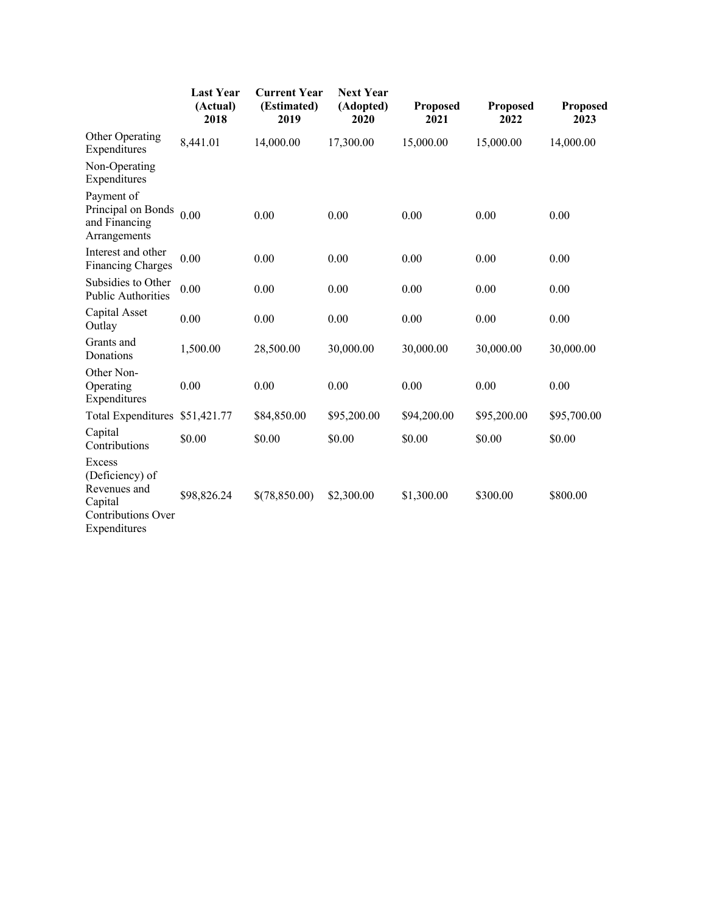| | Last Year (Actual) 2018 | Current Year (Estimated) 2019 | Next Year (Adopted) 2020 | Proposed 2021 | Proposed 2022 | Proposed 2023 |
|---|---|---|---|---|---|---|
| Other Operating Expenditures | 8,441.01 | 14,000.00 | 17,300.00 | 15,000.00 | 15,000.00 | 14,000.00 |
| Non-Operating Expenditures | | | | | | |
| Payment of Principal on Bonds and Financing Arrangements | 0.00 | 0.00 | 0.00 | 0.00 | 0.00 | 0.00 |
| Interest and other Financing Charges | 0.00 | 0.00 | 0.00 | 0.00 | 0.00 | 0.00 |
| Subsidies to Other Public Authorities | 0.00 | 0.00 | 0.00 | 0.00 | 0.00 | 0.00 |
| Capital Asset Outlay | 0.00 | 0.00 | 0.00 | 0.00 | 0.00 | 0.00 |
| Grants and Donations | 1,500.00 | 28,500.00 | 30,000.00 | 30,000.00 | 30,000.00 | 30,000.00 |
| Other Non-Operating Expenditures | 0.00 | 0.00 | 0.00 | 0.00 | 0.00 | 0.00 |
| Total Expenditures | $51,421.77 | $84,850.00 | $95,200.00 | $94,200.00 | $95,200.00 | $95,700.00 |
| Capital Contributions | $0.00 | $0.00 | $0.00 | $0.00 | $0.00 | $0.00 |
| Excess (Deficiency) of Revenues and Capital Contributions Over Expenditures | $98,826.24 | $(78,850.00) | $2,300.00 | $1,300.00 | $300.00 | $800.00 |